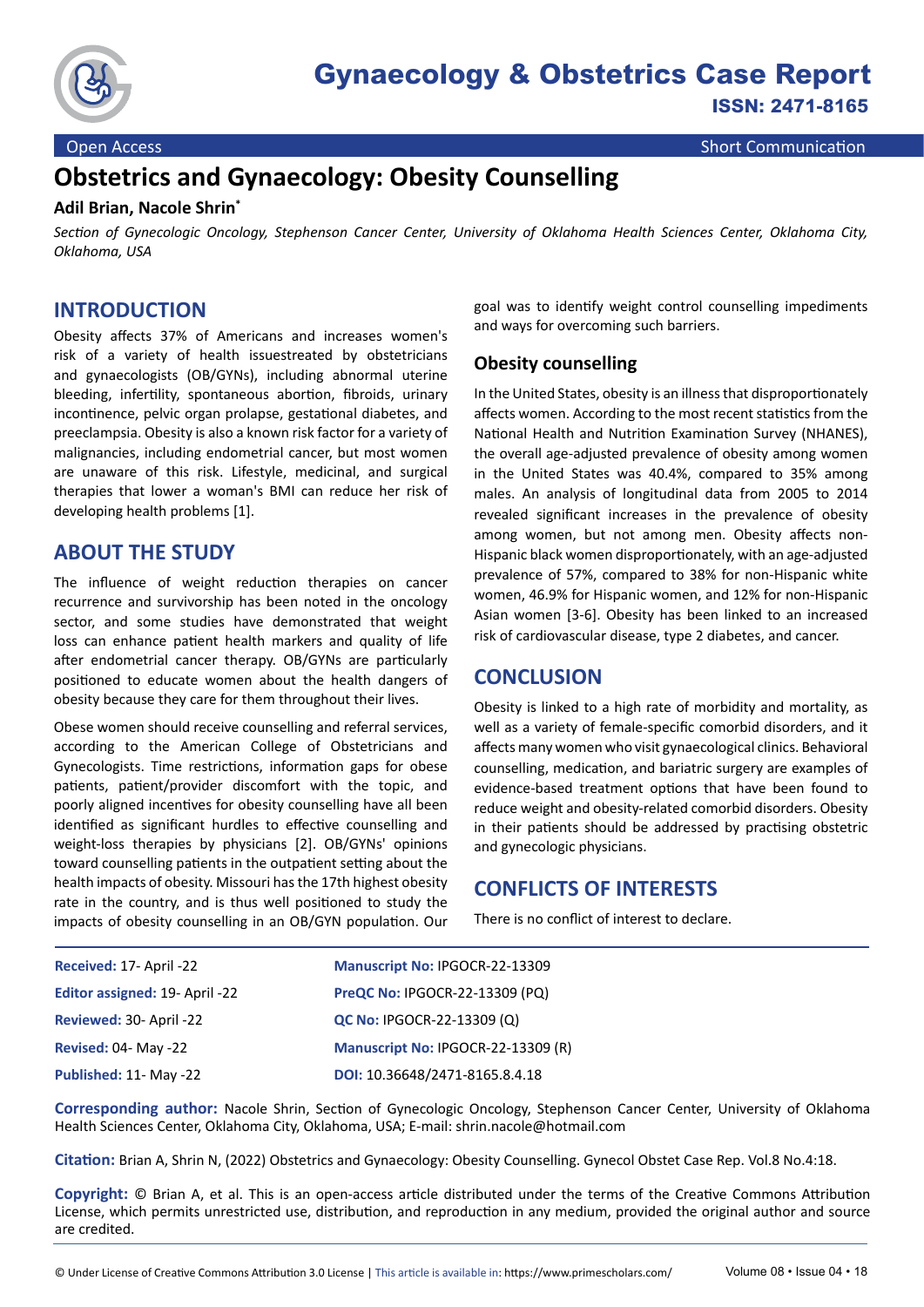Open Access

Short Communication

# Obstetrics and Gynaecology: Obesity Counselling

**Adil Brian, Nacole Shrin***

*Section of Gynecologic Oncology, Stephenson Cancer Center, University of Oklahoma Health Sciences Center, Oklahoma City, Oklahoma, USA*

## INTRODUCTION

Obesity affects 37% of Americans and increases women's risk of a variety of health issuestreated by obstetricians and gynaecologists (OB/GYNs), including abnormal uterine bleeding, infertility, spontaneous abortion, fibroids, urinary incontinence, pelvic organ prolapse, gestational diabetes, and preeclampsia. Obesity is also a known risk factor for a variety of malignancies, including endometrial cancer, but most women are unaware of this risk. Lifestyle, medicinal, and surgical therapies that lower a woman's BMI can reduce her risk of developing health problems [1].

## ABOUT THE STUDY

The influence of weight reduction therapies on cancer recurrence and survivorship has been noted in the oncology sector, and some studies have demonstrated that weight loss can enhance patient health markers and quality of life after endometrial cancer therapy. OB/GYNs are particularly positioned to educate women about the health dangers of obesity because they care for them throughout their lives.

Obese women should receive counselling and referral services, according to the American College of Obstetricians and Gynecologists. Time restrictions, information gaps for obese patients, patient/provider discomfort with the topic, and poorly aligned incentives for obesity counselling have all been identified as significant hurdles to effective counselling and weight-loss therapies by physicians [2]. OB/GYNs' opinions toward counselling patients in the outpatient setting about the health impacts of obesity. Missouri has the 17th highest obesity rate in the country, and is thus well positioned to study the impacts of obesity counselling in an OB/GYN population. Our goal was to identify weight control counselling impediments and ways for overcoming such barriers.

### Obesity counselling

In the United States, obesity is an illness that disproportionately affects women. According to the most recent statistics from the National Health and Nutrition Examination Survey (NHANES), the overall age-adjusted prevalence of obesity among women in the United States was 40.4%, compared to 35% among males. An analysis of longitudinal data from 2005 to 2014 revealed significant increases in the prevalence of obesity among women, but not among men. Obesity affects non-Hispanic black women disproportionately, with an age-adjusted prevalence of 57%, compared to 38% for non-Hispanic white women, 46.9% for Hispanic women, and 12% for non-Hispanic Asian women [3-6]. Obesity has been linked to an increased risk of cardiovascular disease, type 2 diabetes, and cancer.

## CONCLUSION

Obesity is linked to a high rate of morbidity and mortality, as well as a variety of female-specific comorbid disorders, and it affects many women who visit gynaecological clinics. Behavioral counselling, medication, and bariatric surgery are examples of evidence-based treatment options that have been found to reduce weight and obesity-related comorbid disorders. Obesity in their patients should be addressed by practising obstetric and gynecologic physicians.

## CONFLICTS OF INTERESTS

There is no conflict of interest to declare.

| | |
|---|---|
| **Received:** 17- April -22 | **Manuscript No:** IPGOCR-22-13309 |
| **Editor assigned:** 19- April -22 | **PreQC No:** IPGOCR-22-13309 (PQ) |
| **Reviewed:** 30- April -22 | **QC No:** IPGOCR-22-13309 (Q) |
| **Revised:** 04- May -22 | **Manuscript No:** IPGOCR-22-13309 (R) |
| **Published:** 11- May -22 | **DOI:** 10.36648/2471-8165.8.4.18 |

**Corresponding author:** Nacole Shrin, Section of Gynecologic Oncology, Stephenson Cancer Center, University of Oklahoma Health Sciences Center, Oklahoma City, Oklahoma, USA; E-mail: shrin.nacole@hotmail.com

**Citation:** Brian A, Shrin N, (2022) Obstetrics and Gynaecology: Obesity Counselling. Gynecol Obstet Case Rep. Vol.8 No.4:18.

**Copyright:** © Brian A, et al. This is an open-access article distributed under the terms of the Creative Commons Attribution License, which permits unrestricted use, distribution, and reproduction in any medium, provided the original author and source are credited.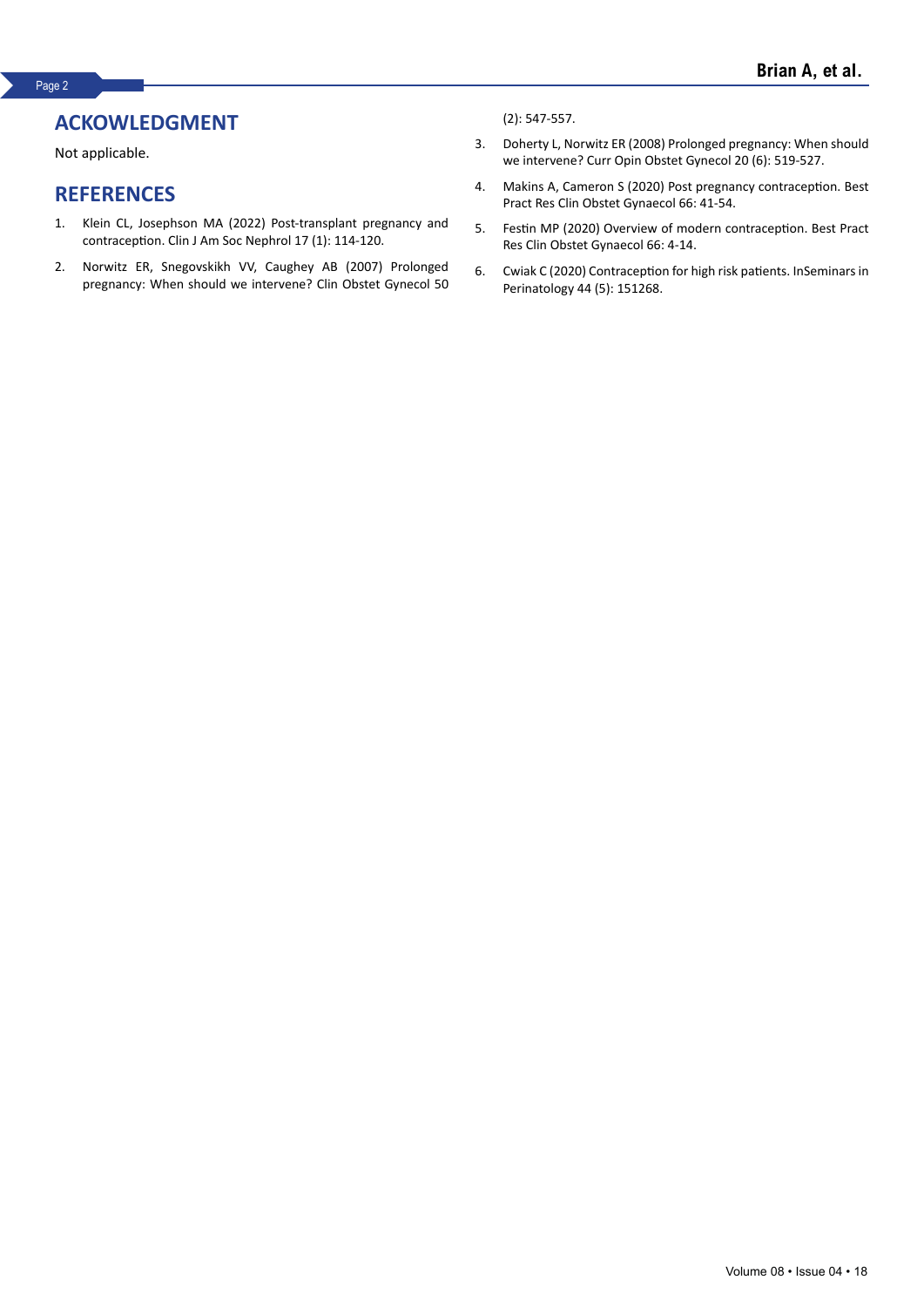## ACKOWLEDGMENT

Not applicable.

## REFERENCES

1. Klein CL, Josephson MA (2022) Post-transplant pregnancy and contraception. Clin J Am Soc Nephrol 17 (1): 114-120.
2. Norwitz ER, Snegovskikh VV, Caughey AB (2007) Prolonged pregnancy: When should we intervene? Clin Obstet Gynecol 50 (2): 547-557.
3. Doherty L, Norwitz ER (2008) Prolonged pregnancy: When should we intervene? Curr Opin Obstet Gynecol 20 (6): 519-527.
4. Makins A, Cameron S (2020) Post pregnancy contraception. Best Pract Res Clin Obstet Gynaecol 66: 41-54.
5. Festin MP (2020) Overview of modern contraception. Best Pract Res Clin Obstet Gynaecol 66: 4-14.
6. Cwiak C (2020) Contraception for high risk patients. InSeminars in Perinatology 44 (5): 151268.